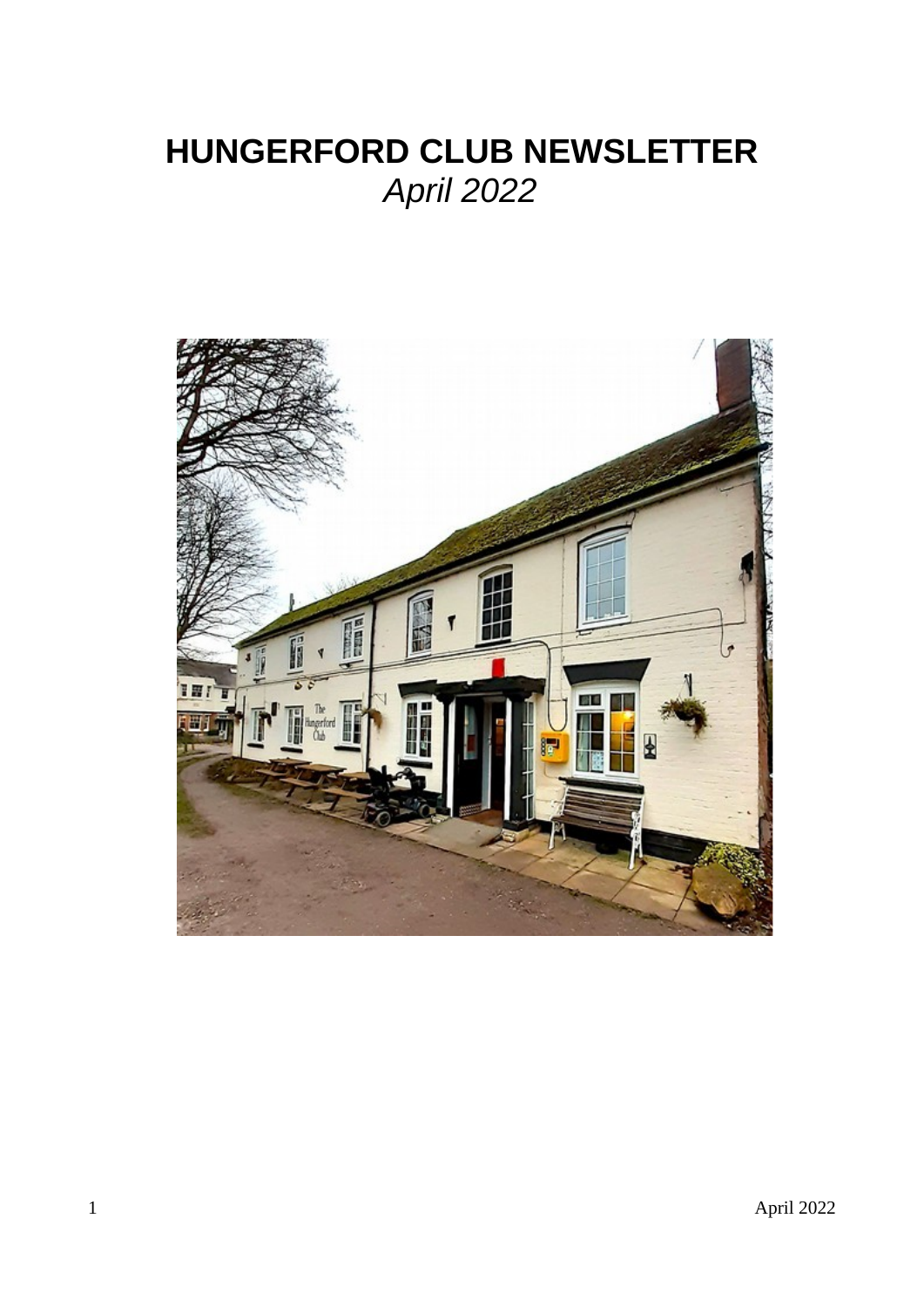# HUNGERFORD CLUB NEWSLETTER

*April 2022*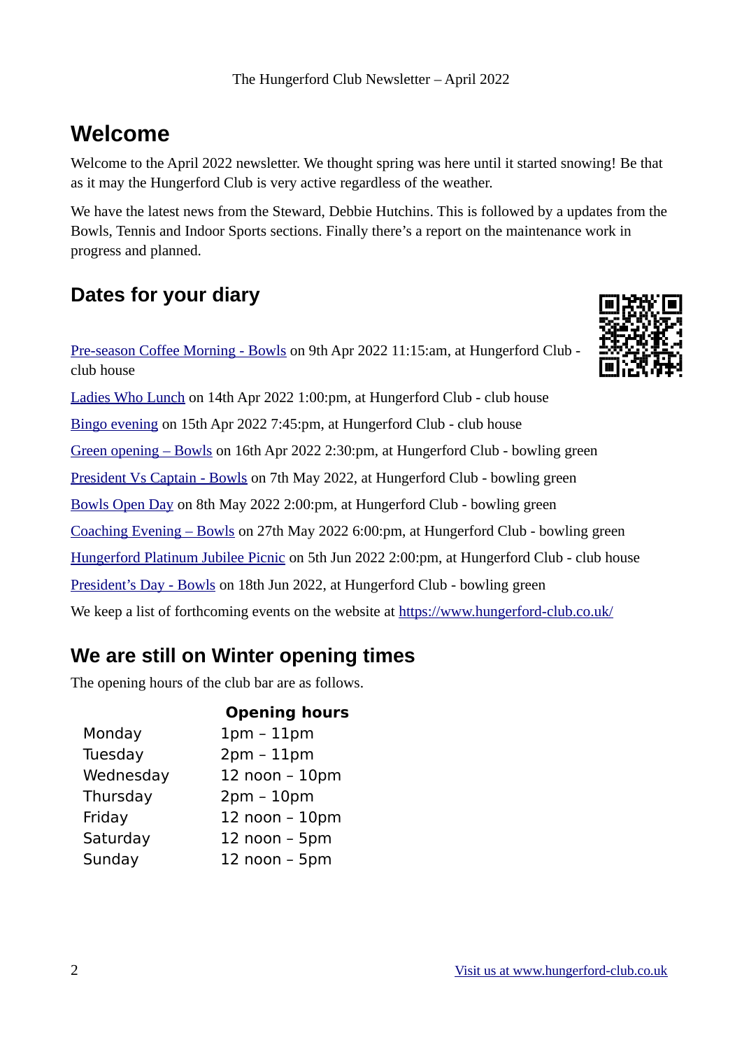# Welcome

Welcome to the April 2022 newsletter. We thought spring was here until it started snowing! Be that as it may the Hungerford Club is very active regardless of the weather.

We have the latest news from the Steward, Debbie Hutchins. This is followed by a updates from the Bowls, Tennis and Indoor Sports sections. Finally there's a report on the maintenance work in progress and planned.

## Dates for your diary

[Pre-season Coffee Morning - Bowls](#) on 9th Apr 2022 11:15:am, at Hungerford Club - club house

[Ladies Who Lunch](#) on 14th Apr 2022 1:00:pm, at Hungerford Club - club house

[Bingo evening](#) on 15th Apr 2022 7:45:pm, at Hungerford Club - club house

[Green opening – Bowls](#) on 16th Apr 2022 2:30:pm, at Hungerford Club - bowling green

[President Vs Captain - Bowls](#) on 7th May 2022, at Hungerford Club - bowling green

[Bowls Open Day](#) on 8th May 2022 2:00:pm, at Hungerford Club - bowling green

[Coaching Evening – Bowls](#) on 27th May 2022 6:00:pm, at Hungerford Club - bowling green

[Hungerford Platinum Jubilee Picnic](#) on 5th Jun 2022 2:00:pm, at Hungerford Club - club house

[President's Day - Bowls](#) on 18th Jun 2022, at Hungerford Club - bowling green

We keep a list of forthcoming events on the website at [https://www.hungerford-club.co.uk/](https://www.hungerford-club.co.uk/)

## We are still on Winter opening times

The opening hours of the club bar are as follows.

| | Opening hours |
|---|---|
| Monday | 1pm – 11pm |
| Tuesday | 2pm – 11pm |
| Wednesday | 12 noon – 10pm |
| Thursday | 2pm – 10pm |
| Friday | 12 noon – 10pm |
| Saturday | 12 noon – 5pm |
| Sunday | 12 noon – 5pm |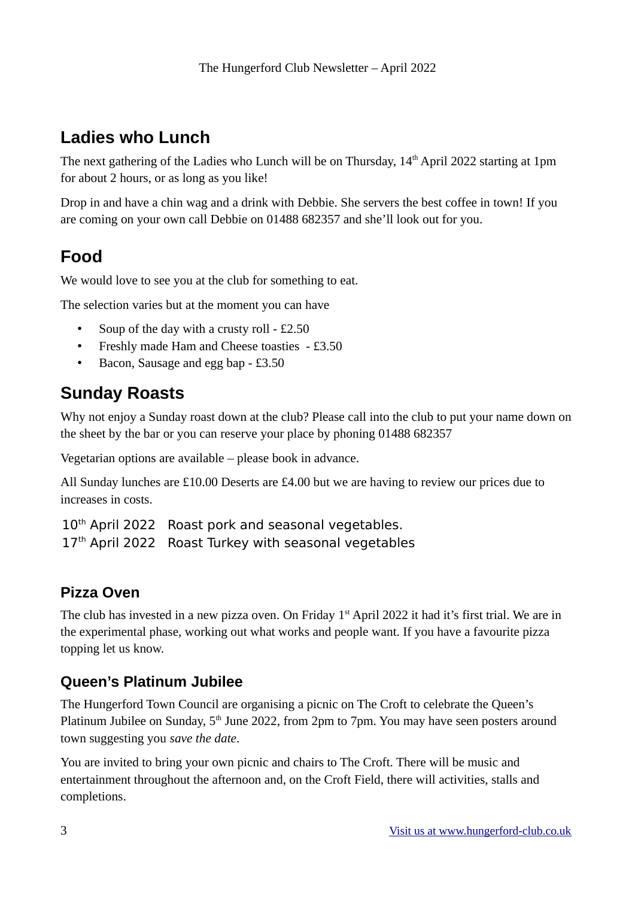## Ladies who Lunch

The next gathering of the Ladies who Lunch will be on Thursday, 14th April 2022 starting at 1pm for about 2 hours, or as long as you like!

Drop in and have a chin wag and a drink with Debbie. She servers the best coffee in town! If you are coming on your own call Debbie on 01488 682357 and she'll look out for you.

## Food

We would love to see you at the club for something to eat.

The selection varies but at the moment you can have

- Soup of the day with a crusty roll - £2.50
- Freshly made Ham and Cheese toasties - £3.50
- Bacon, Sausage and egg bap - £3.50

## Sunday Roasts

Why not enjoy a Sunday roast down at the club? Please call into the club to put your name down on the sheet by the bar or you can reserve your place by phoning 01488 682357

Vegetarian options are available – please book in advance.

All Sunday lunches are £10.00 Deserts are £4.00 but we are having to review our prices due to increases in costs.

10th April 2022 Roast pork and seasonal vegetables.
17th April 2022 Roast Turkey with seasonal vegetables

### Pizza Oven

The club has invested in a new pizza oven. On Friday 1st April 2022 it had it's first trial. We are in the experimental phase, working out what works and people want. If you have a favourite pizza topping let us know.

### Queen's Platinum Jubilee

The Hungerford Town Council are organising a picnic on The Croft to celebrate the Queen's Platinum Jubilee on Sunday, 5th June 2022, from 2pm to 7pm. You may have seen posters around town suggesting you *save the date*.

You are invited to bring your own picnic and chairs to The Croft. There will be music and entertainment throughout the afternoon and, on the Croft Field, there will activities, stalls and completions.

Visit us at www.hungerford-club.co.uk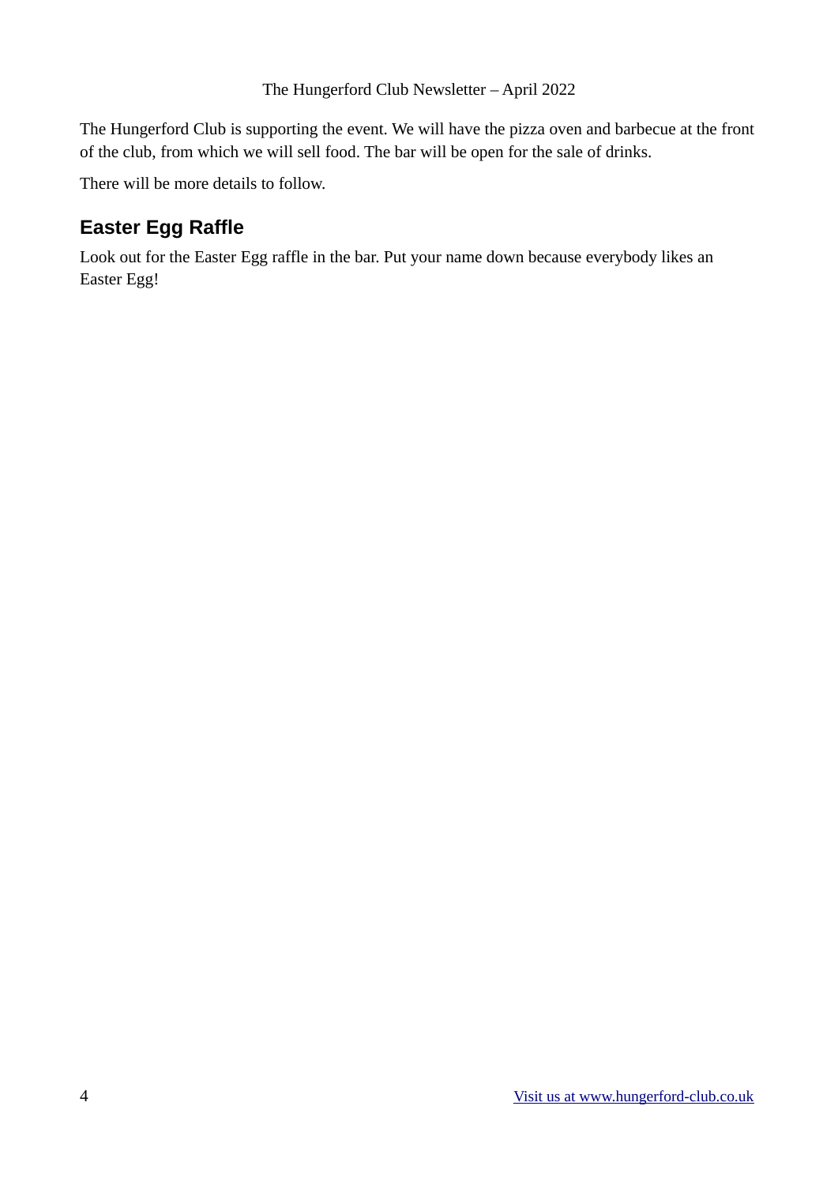The Hungerford Club is supporting the event. We will have the pizza oven and barbecue at the front of the club, from which we will sell food. The bar will be open for the sale of drinks.

There will be more details to follow.

## Easter Egg Raffle

Look out for the Easter Egg raffle in the bar. Put your name down because everybody likes an Easter Egg!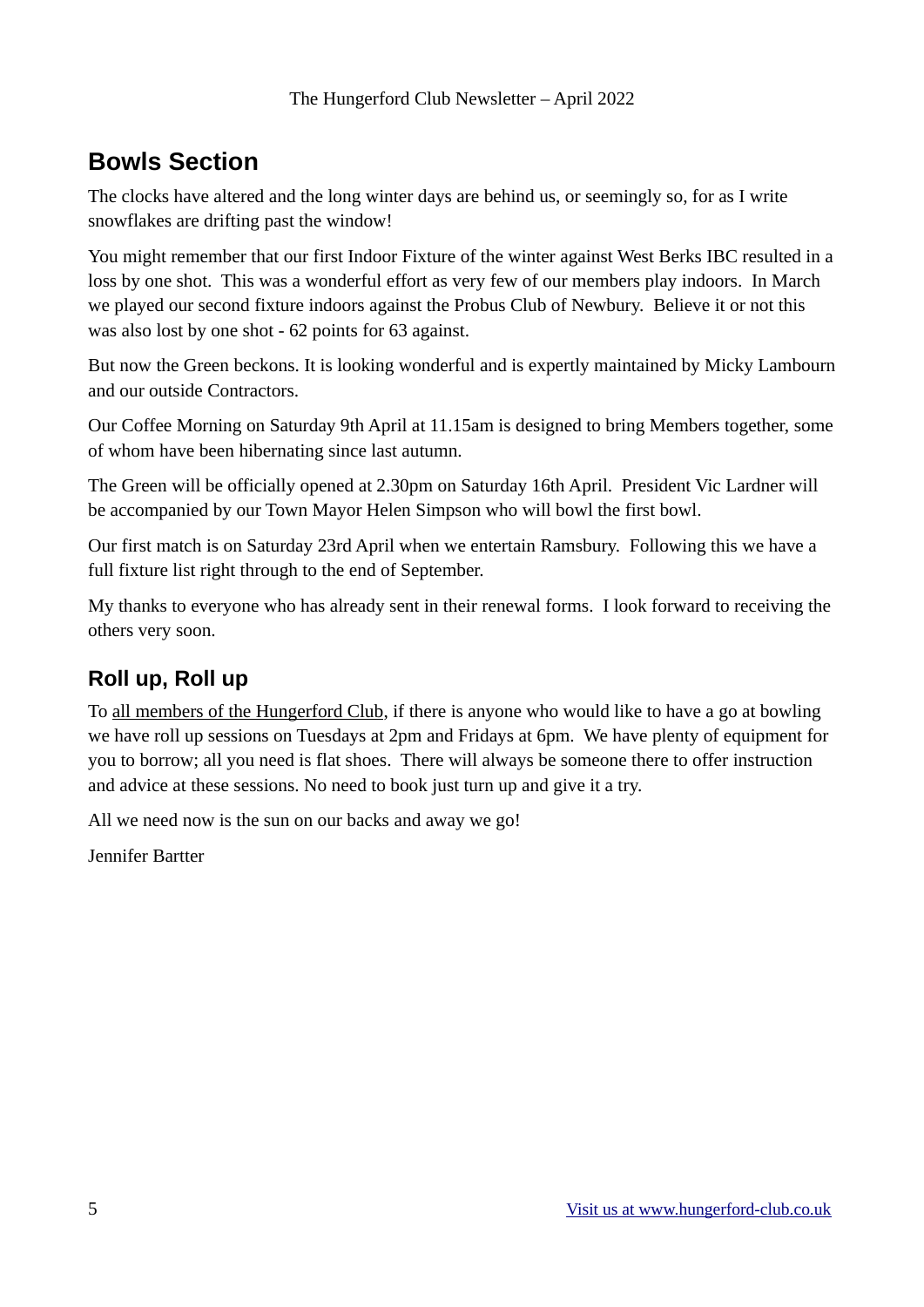## Bowls Section

The clocks have altered and the long winter days are behind us, or seemingly so, for as I write snowflakes are drifting past the window!

You might remember that our first Indoor Fixture of the winter against West Berks IBC resulted in a loss by one shot. This was a wonderful effort as very few of our members play indoors. In March we played our second fixture indoors against the Probus Club of Newbury. Believe it or not this was also lost by one shot - 62 points for 63 against.

But now the Green beckons. It is looking wonderful and is expertly maintained by Micky Lambourn and our outside Contractors.

Our Coffee Morning on Saturday 9th April at 11.15am is designed to bring Members together, some of whom have been hibernating since last autumn.

The Green will be officially opened at 2.30pm on Saturday 16th April. President Vic Lardner will be accompanied by our Town Mayor Helen Simpson who will bowl the first bowl.

Our first match is on Saturday 23rd April when we entertain Ramsbury. Following this we have a full fixture list right through to the end of September.

My thanks to everyone who has already sent in their renewal forms. I look forward to receiving the others very soon.

### Roll up, Roll up

To all members of the Hungerford Club, if there is anyone who would like to have a go at bowling we have roll up sessions on Tuesdays at 2pm and Fridays at 6pm. We have plenty of equipment for you to borrow; all you need is flat shoes. There will always be someone there to offer instruction and advice at these sessions. No need to book just turn up and give it a try.

All we need now is the sun on our backs and away we go!

Jennifer Bartter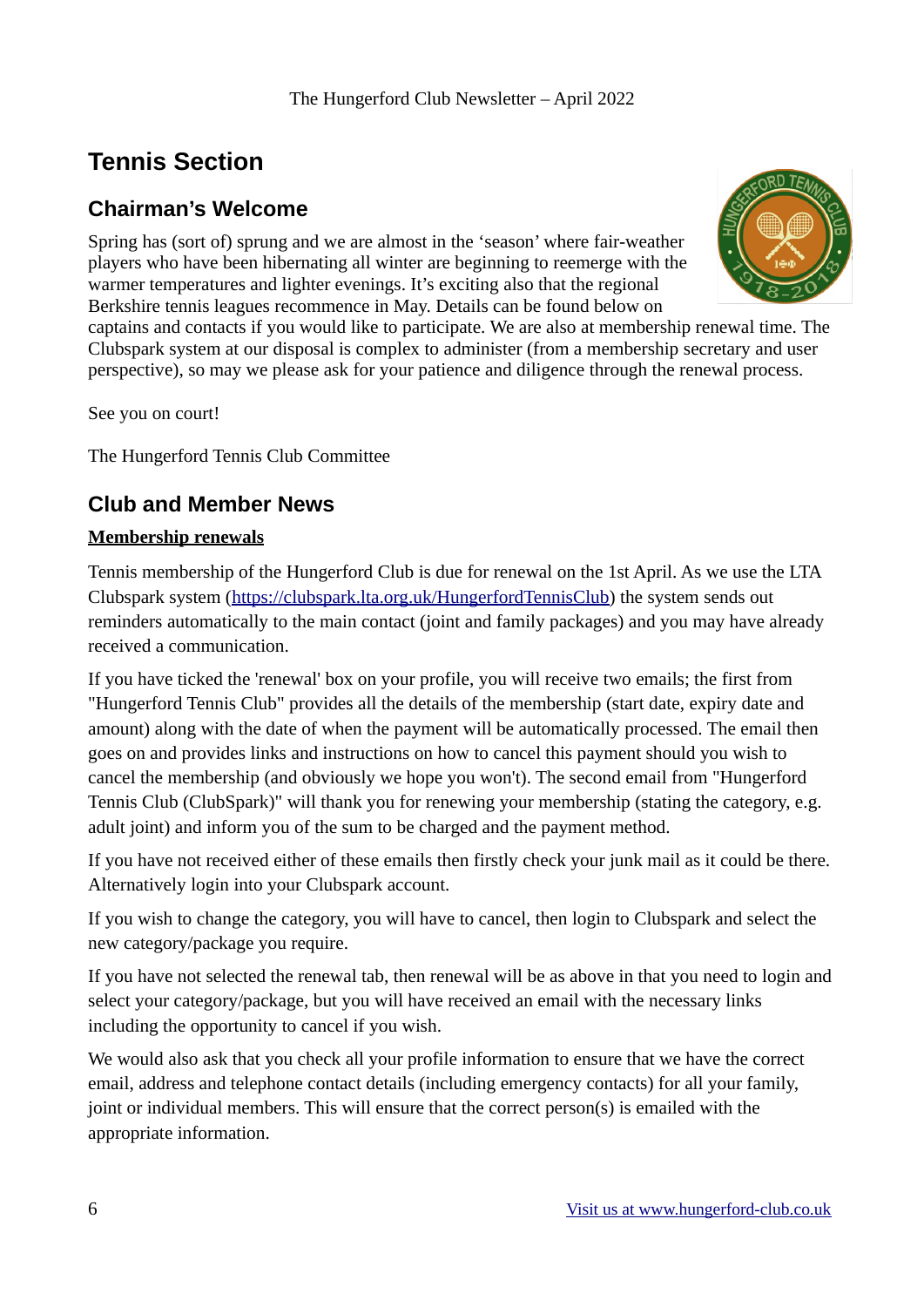# Tennis Section

## Chairman's Welcome

Spring has (sort of) sprung and we are almost in the 'season' where fair-weather players who have been hibernating all winter are beginning to reemerge with the warmer temperatures and lighter evenings. It's exciting also that the regional Berkshire tennis leagues recommence in May. Details can be found below on captains and contacts if you would like to participate. We are also at membership renewal time. The Clubspark system at our disposal is complex to administer (from a membership secretary and user perspective), so may we please ask for your patience and diligence through the renewal process.

See you on court!

The Hungerford Tennis Club Committee

## Club and Member News

**Membership renewals**

Tennis membership of the Hungerford Club is due for renewal on the 1st April. As we use the LTA Clubspark system (https://clubspark.lta.org.uk/HungerfordTennisClub) the system sends out reminders automatically to the main contact (joint and family packages) and you may have already received a communication.

If you have ticked the 'renewal' box on your profile, you will receive two emails; the first from "Hungerford Tennis Club" provides all the details of the membership (start date, expiry date and amount) along with the date of when the payment will be automatically processed. The email then goes on and provides links and instructions on how to cancel this payment should you wish to cancel the membership (and obviously we hope you won't). The second email from "Hungerford Tennis Club (ClubSpark)" will thank you for renewing your membership (stating the category, e.g. adult joint) and inform you of the sum to be charged and the payment method.

If you have not received either of these emails then firstly check your junk mail as it could be there. Alternatively login into your Clubspark account.

If you wish to change the category, you will have to cancel, then login to Clubspark and select the new category/package you require.

If you have not selected the renewal tab, then renewal will be as above in that you need to login and select your category/package, but you will have received an email with the necessary links including the opportunity to cancel if you wish.

We would also ask that you check all your profile information to ensure that we have the correct email, address and telephone contact details (including emergency contacts) for all your family, joint or individual members. This will ensure that the correct person(s) is emailed with the appropriate information.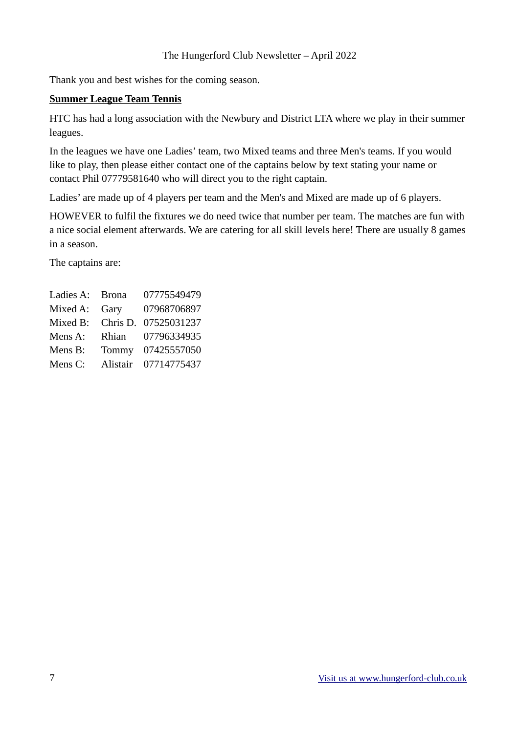Thank you and best wishes for the coming season.

## Summer League Team Tennis

HTC has had a long association with the Newbury and District LTA where we play in their summer leagues.

In the leagues we have one Ladies' team, two Mixed teams and three Men's teams. If you would like to play, then please either contact one of the captains below by text stating your name or contact Phil 07779581640 who will direct you to the right captain.

Ladies' are made up of 4 players per team and the Men's and Mixed are made up of 6 players.

HOWEVER to fulfil the fixtures we do need twice that number per team. The matches are fun with a nice social element afterwards. We are catering for all skill levels here! There are usually 8 games in a season.

The captains are:

| | | |
|---|---|---|
| Ladies A: | Brona | 07775549479 |
| Mixed A: | Gary | 07968706897 |
| Mixed B: | Chris D. | 07525031237 |
| Mens A: | Rhian | 07796334935 |
| Mens B: | Tommy | 07425557050 |
| Mens C: | Alistair | 07714775437 |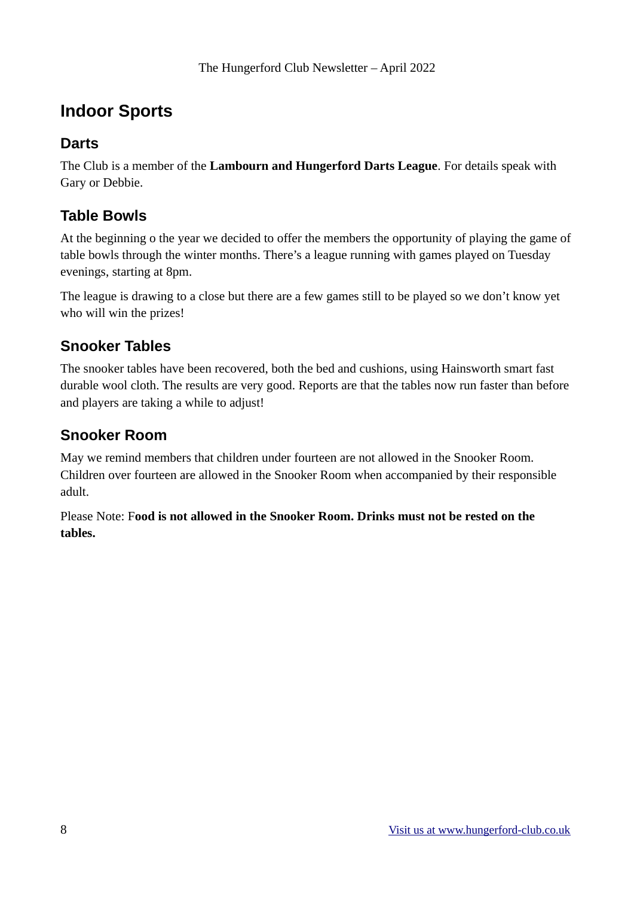# Indoor Sports

## Darts

The Club is a member of the **Lambourn and Hungerford Darts League**. For details speak with Gary or Debbie.

## Table Bowls

At the beginning o the year we decided to offer the members the opportunity of playing the game of table bowls through the winter months. There's a league running with games played on Tuesday evenings, starting at 8pm.

The league is drawing to a close but there are a few games still to be played so we don't know yet who will win the prizes!

## Snooker Tables

The snooker tables have been recovered, both the bed and cushions, using Hainsworth smart fast durable wool cloth. The results are very good. Reports are that the tables now run faster than before and players are taking a while to adjust!

## Snooker Room

May we remind members that children under fourteen are not allowed in the Snooker Room. Children over fourteen are allowed in the Snooker Room when accompanied by their responsible adult.

Please Note: F**ood is not allowed in the Snooker Room. Drinks must not be rested on the tables.**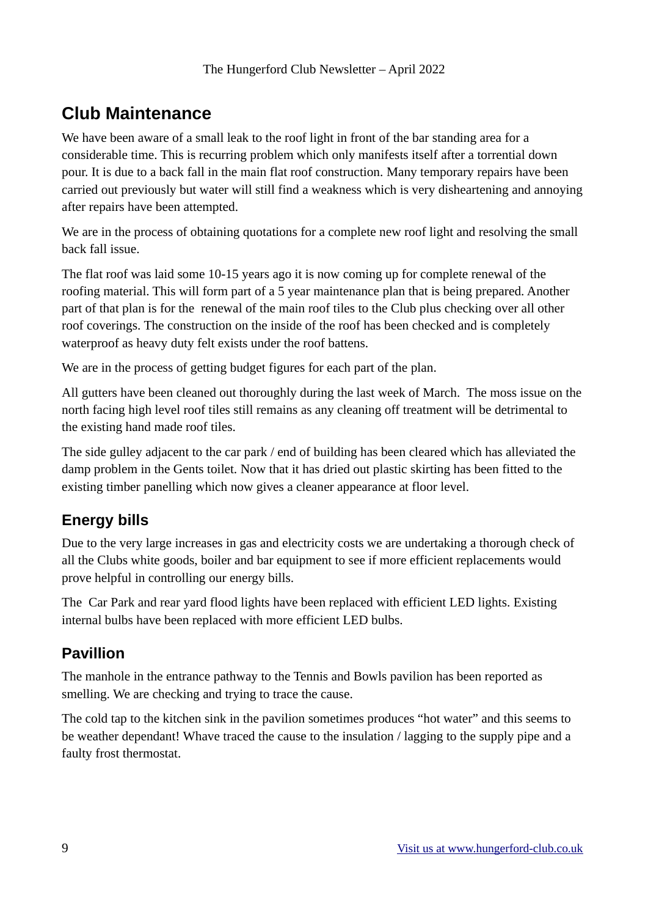## Club Maintenance

We have been aware of a small leak to the roof light in front of the bar standing area for a considerable time. This is recurring problem which only manifests itself after a torrential down pour. It is due to a back fall in the main flat roof construction. Many temporary repairs have been carried out previously but water will still find a weakness which is very disheartening and annoying after repairs have been attempted.

We are in the process of obtaining quotations for a complete new roof light and resolving the small back fall issue.

The flat roof was laid some 10-15 years ago it is now coming up for complete renewal of the roofing material. This will form part of a 5 year maintenance plan that is being prepared. Another part of that plan is for the renewal of the main roof tiles to the Club plus checking over all other roof coverings. The construction on the inside of the roof has been checked and is completely waterproof as heavy duty felt exists under the roof battens.

We are in the process of getting budget figures for each part of the plan.

All gutters have been cleaned out thoroughly during the last week of March. The moss issue on the north facing high level roof tiles still remains as any cleaning off treatment will be detrimental to the existing hand made roof tiles.

The side gulley adjacent to the car park / end of building has been cleared which has alleviated the damp problem in the Gents toilet. Now that it has dried out plastic skirting has been fitted to the existing timber panelling which now gives a cleaner appearance at floor level.

### Energy bills

Due to the very large increases in gas and electricity costs we are undertaking a thorough check of all the Clubs white goods, boiler and bar equipment to see if more efficient replacements would prove helpful in controlling our energy bills.

The Car Park and rear yard flood lights have been replaced with efficient LED lights. Existing internal bulbs have been replaced with more efficient LED bulbs.

### Pavillion

The manhole in the entrance pathway to the Tennis and Bowls pavilion has been reported as smelling. We are checking and trying to trace the cause.

The cold tap to the kitchen sink in the pavilion sometimes produces “hot water” and this seems to be weather dependant! Whave traced the cause to the insulation / lagging to the supply pipe and a faulty frost thermostat.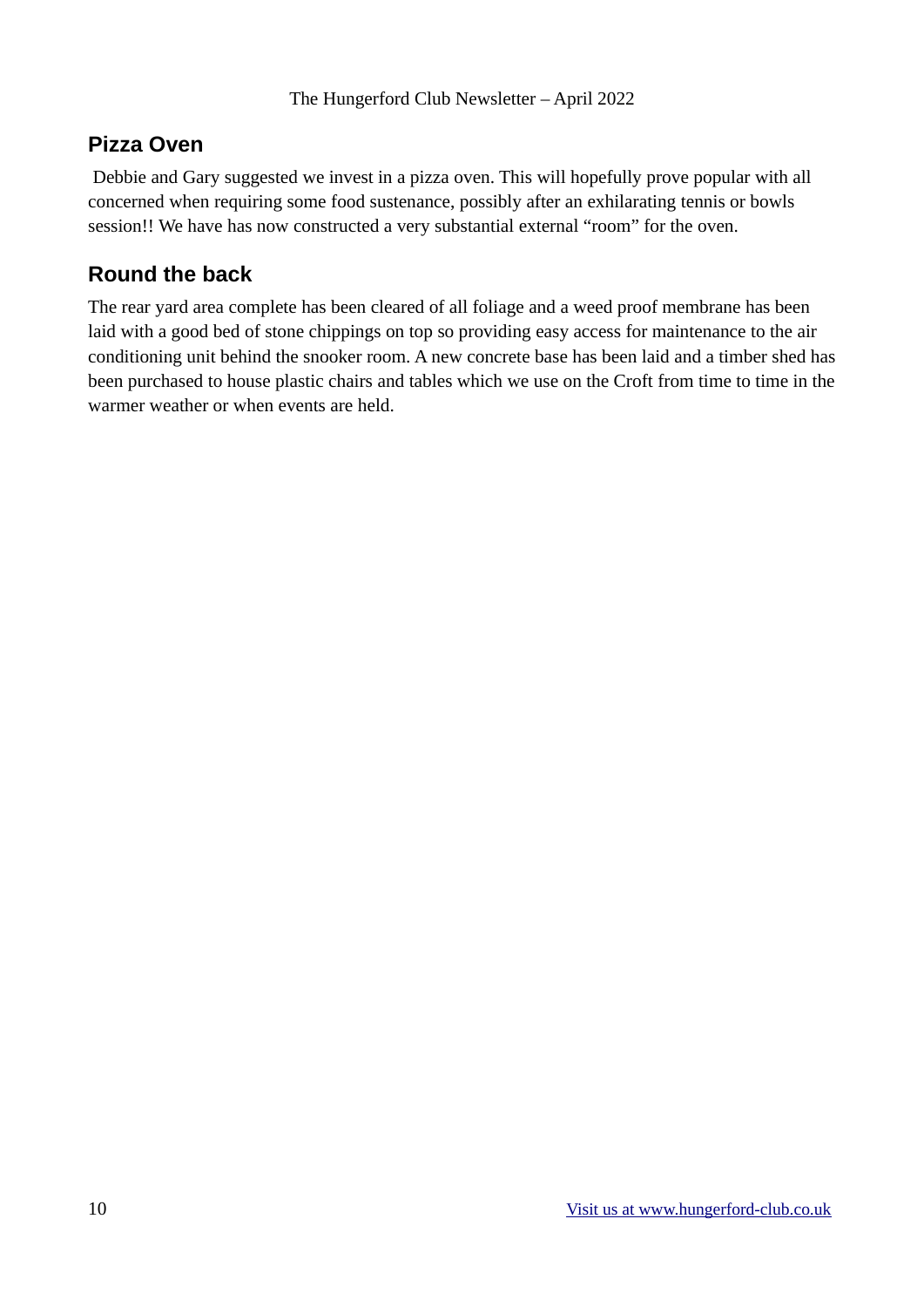## Pizza Oven

Debbie and Gary suggested we invest in a pizza oven. This will hopefully prove popular with all concerned when requiring some food sustenance, possibly after an exhilarating tennis or bowls session!! We have has now constructed a very substantial external "room" for the oven.

## Round the back

The rear yard area complete has been cleared of all foliage and a weed proof membrane has been laid with a good bed of stone chippings on top so providing easy access for maintenance to the air conditioning unit behind the snooker room. A new concrete base has been laid and a timber shed has been purchased to house plastic chairs and tables which we use on the Croft from time to time in the warmer weather or when events are held.